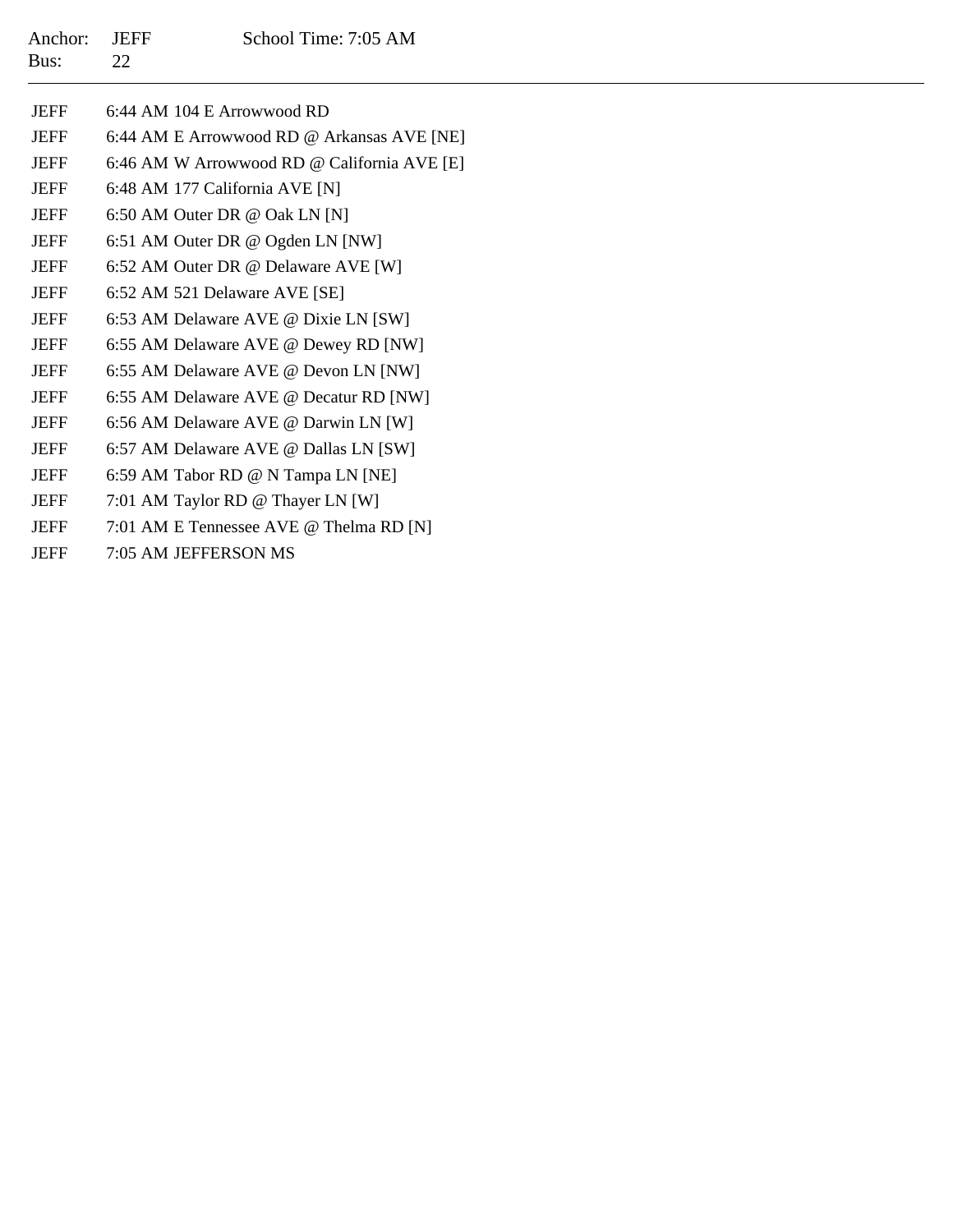Anchor: JEFF  School Time: 7:05 AM
Bus: 22

---

| | |
|---|---|
| JEFF | 6:44 AM 104 E Arrowwood RD |
| JEFF | 6:44 AM E Arrowwood RD @ Arkansas AVE [NE] |
| JEFF | 6:46 AM W Arrowwood RD @ California AVE [E] |
| JEFF | 6:48 AM 177 California AVE [N] |
| JEFF | 6:50 AM Outer DR @ Oak LN [N] |
| JEFF | 6:51 AM Outer DR @ Ogden LN [NW] |
| JEFF | 6:52 AM Outer DR @ Delaware AVE [W] |
| JEFF | 6:52 AM 521 Delaware AVE [SE] |
| JEFF | 6:53 AM Delaware AVE @ Dixie LN [SW] |
| JEFF | 6:55 AM Delaware AVE @ Dewey RD [NW] |
| JEFF | 6:55 AM Delaware AVE @ Devon LN [NW] |
| JEFF | 6:55 AM Delaware AVE @ Decatur RD [NW] |
| JEFF | 6:56 AM Delaware AVE @ Darwin LN [W] |
| JEFF | 6:57 AM Delaware AVE @ Dallas LN [SW] |
| JEFF | 6:59 AM Tabor RD @ N Tampa LN [NE] |
| JEFF | 7:01 AM Taylor RD @ Thayer LN [W] |
| JEFF | 7:01 AM E Tennessee AVE @ Thelma RD [N] |
| JEFF | 7:05 AM JEFFERSON MS |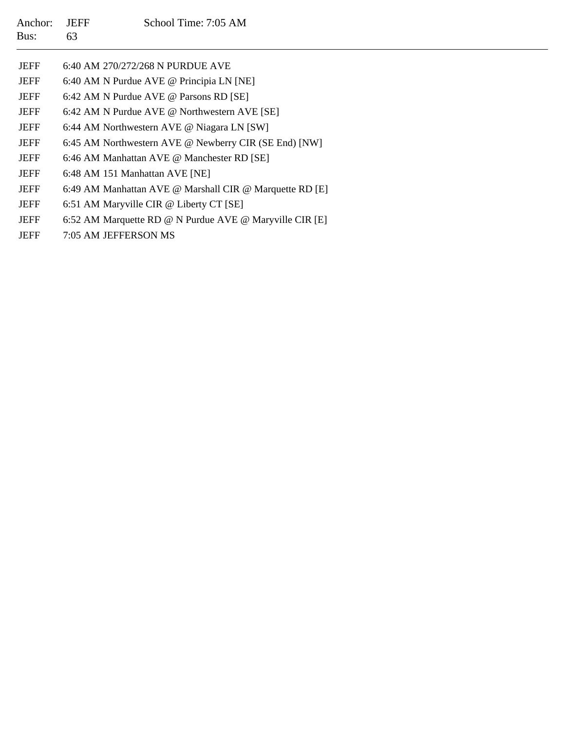Anchor: JEFF School Time: 7:05 AM
Bus: 63

---

| | |
|---|---|
| JEFF | 6:40 AM 270/272/268 N PURDUE AVE |
| JEFF | 6:40 AM N Purdue AVE @ Principia LN [NE] |
| JEFF | 6:42 AM N Purdue AVE @ Parsons RD [SE] |
| JEFF | 6:42 AM N Purdue AVE @ Northwestern AVE [SE] |
| JEFF | 6:44 AM Northwestern AVE @ Niagara LN [SW] |
| JEFF | 6:45 AM Northwestern AVE @ Newberry CIR (SE End) [NW] |
| JEFF | 6:46 AM Manhattan AVE @ Manchester RD [SE] |
| JEFF | 6:48 AM 151 Manhattan AVE [NE] |
| JEFF | 6:49 AM Manhattan AVE @ Marshall CIR @ Marquette RD [E] |
| JEFF | 6:51 AM Maryville CIR @ Liberty CT [SE] |
| JEFF | 6:52 AM Marquette RD @ N Purdue AVE @ Maryville CIR [E] |
| JEFF | 7:05 AM JEFFERSON MS |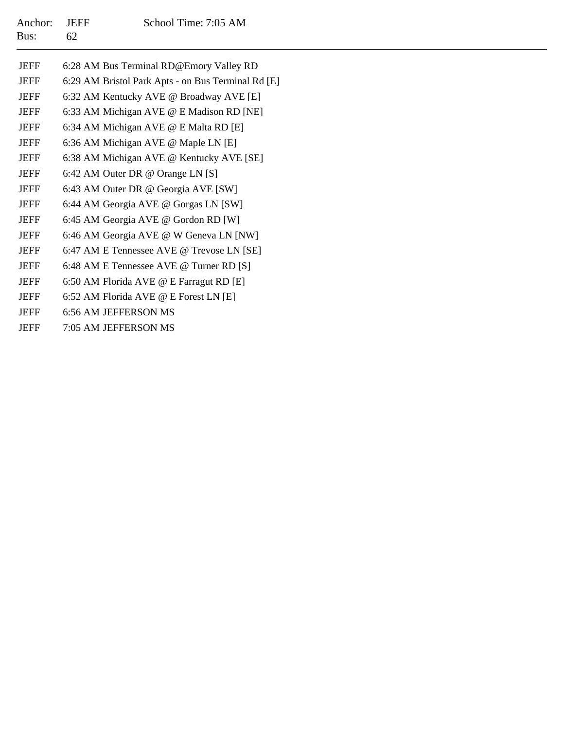Anchor: JEFF School Time: 7:05 AM
Bus: 62

---

| | |
|---|---|
| JEFF | 6:28 AM Bus Terminal RD@Emory Valley RD |
| JEFF | 6:29 AM Bristol Park Apts - on Bus Terminal Rd [E] |
| JEFF | 6:32 AM Kentucky AVE @ Broadway AVE [E] |
| JEFF | 6:33 AM Michigan AVE @ E Madison RD [NE] |
| JEFF | 6:34 AM Michigan AVE @ E Malta RD [E] |
| JEFF | 6:36 AM Michigan AVE @ Maple LN [E] |
| JEFF | 6:38 AM Michigan AVE @ Kentucky AVE [SE] |
| JEFF | 6:42 AM Outer DR @ Orange LN [S] |
| JEFF | 6:43 AM Outer DR @ Georgia AVE [SW] |
| JEFF | 6:44 AM Georgia AVE @ Gorgas LN [SW] |
| JEFF | 6:45 AM Georgia AVE @ Gordon RD [W] |
| JEFF | 6:46 AM Georgia AVE @ W Geneva LN [NW] |
| JEFF | 6:47 AM E Tennessee AVE @ Trevose LN [SE] |
| JEFF | 6:48 AM E Tennessee AVE @ Turner RD [S] |
| JEFF | 6:50 AM Florida AVE @ E Farragut RD [E] |
| JEFF | 6:52 AM Florida AVE @ E Forest LN [E] |
| JEFF | 6:56 AM JEFFERSON MS |
| JEFF | 7:05 AM JEFFERSON MS |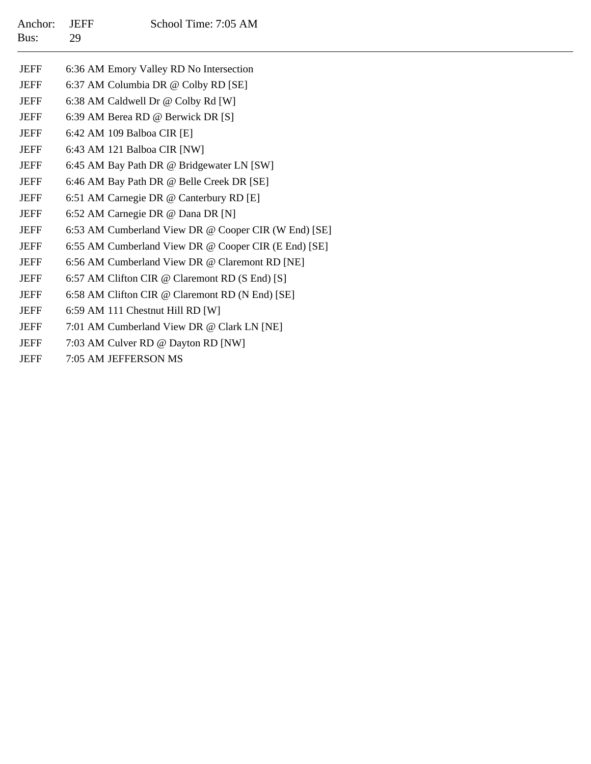Anchor: JEFF School Time: 7:05 AM
Bus: 29

---

| | |
|---|---|
| JEFF | 6:36 AM Emory Valley RD No Intersection |
| JEFF | 6:37 AM Columbia DR @ Colby RD [SE] |
| JEFF | 6:38 AM Caldwell Dr @ Colby Rd [W] |
| JEFF | 6:39 AM Berea RD @ Berwick DR [S] |
| JEFF | 6:42 AM 109 Balboa CIR [E] |
| JEFF | 6:43 AM 121 Balboa CIR [NW] |
| JEFF | 6:45 AM Bay Path DR @ Bridgewater LN [SW] |
| JEFF | 6:46 AM Bay Path DR @ Belle Creek DR [SE] |
| JEFF | 6:51 AM Carnegie DR @ Canterbury RD [E] |
| JEFF | 6:52 AM Carnegie DR @ Dana DR [N] |
| JEFF | 6:53 AM Cumberland View DR @ Cooper CIR (W End) [SE] |
| JEFF | 6:55 AM Cumberland View DR @ Cooper CIR (E End) [SE] |
| JEFF | 6:56 AM Cumberland View DR @ Claremont RD [NE] |
| JEFF | 6:57 AM Clifton CIR @ Claremont RD (S End) [S] |
| JEFF | 6:58 AM Clifton CIR @ Claremont RD (N End) [SE] |
| JEFF | 6:59 AM 111 Chestnut Hill RD [W] |
| JEFF | 7:01 AM Cumberland View DR @ Clark LN [NE] |
| JEFF | 7:03 AM Culver RD @ Dayton RD [NW] |
| JEFF | 7:05 AM JEFFERSON MS |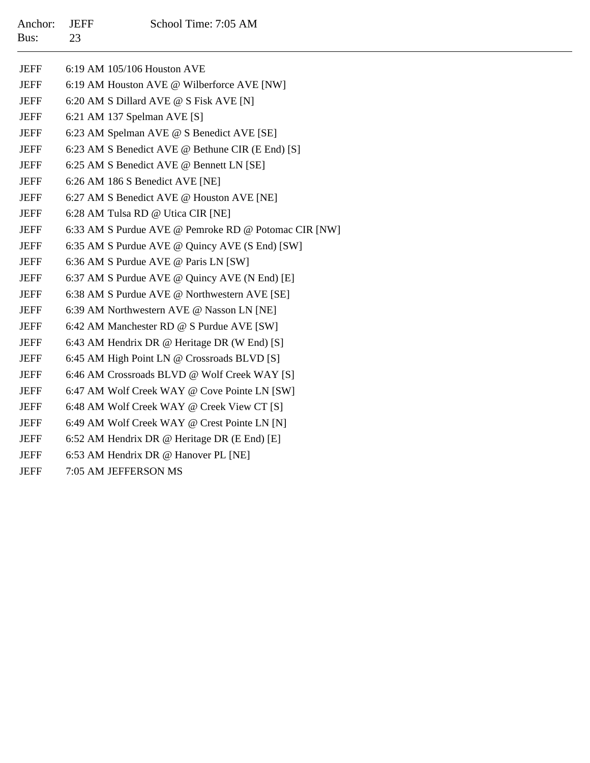Anchor: JEFF School Time: 7:05 AM
Bus: 23

---

| | |
|---|---|
| JEFF | 6:19 AM 105/106 Houston AVE |
| JEFF | 6:19 AM Houston AVE @ Wilberforce AVE [NW] |
| JEFF | 6:20 AM S Dillard AVE @ S Fisk AVE [N] |
| JEFF | 6:21 AM 137 Spelman AVE [S] |
| JEFF | 6:23 AM Spelman AVE @ S Benedict AVE [SE] |
| JEFF | 6:23 AM S Benedict AVE @ Bethune CIR (E End) [S] |
| JEFF | 6:25 AM S Benedict AVE @ Bennett LN [SE] |
| JEFF | 6:26 AM 186 S Benedict AVE [NE] |
| JEFF | 6:27 AM S Benedict AVE @ Houston AVE [NE] |
| JEFF | 6:28 AM Tulsa RD @ Utica CIR [NE] |
| JEFF | 6:33 AM S Purdue AVE @ Pemroke RD @ Potomac CIR [NW] |
| JEFF | 6:35 AM S Purdue AVE @ Quincy AVE (S End) [SW] |
| JEFF | 6:36 AM S Purdue AVE @ Paris LN [SW] |
| JEFF | 6:37 AM S Purdue AVE @ Quincy AVE (N End) [E] |
| JEFF | 6:38 AM S Purdue AVE @ Northwestern AVE [SE] |
| JEFF | 6:39 AM Northwestern AVE @ Nasson LN [NE] |
| JEFF | 6:42 AM Manchester RD @ S Purdue AVE [SW] |
| JEFF | 6:43 AM Hendrix DR @ Heritage DR (W End) [S] |
| JEFF | 6:45 AM High Point LN @ Crossroads BLVD [S] |
| JEFF | 6:46 AM Crossroads BLVD @ Wolf Creek WAY [S] |
| JEFF | 6:47 AM Wolf Creek WAY @ Cove Pointe LN [SW] |
| JEFF | 6:48 AM Wolf Creek WAY @ Creek View CT [S] |
| JEFF | 6:49 AM Wolf Creek WAY @ Crest Pointe LN [N] |
| JEFF | 6:52 AM Hendrix DR @ Heritage DR (E End) [E] |
| JEFF | 6:53 AM Hendrix DR @ Hanover PL [NE] |
| JEFF | 7:05 AM JEFFERSON MS |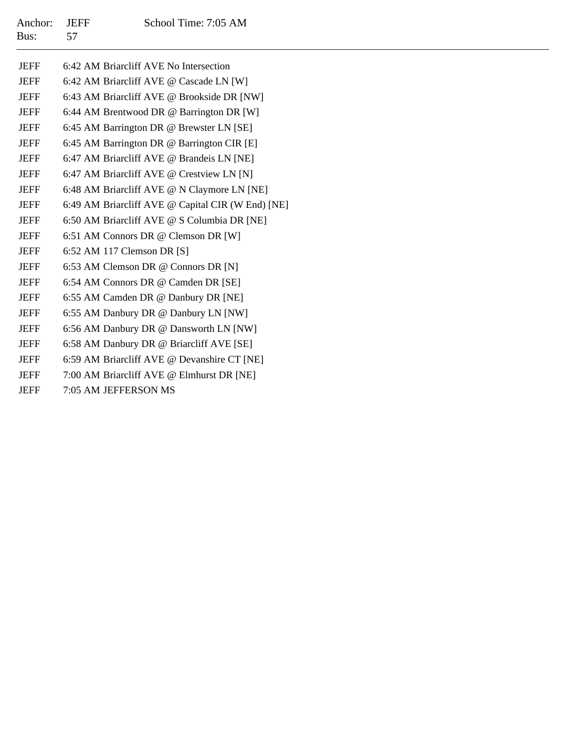Anchor: JEFF    School Time: 7:05 AM
Bus: 57

---

| | |
|---|---|
| JEFF | 6:42 AM Briarcliff AVE No Intersection |
| JEFF | 6:42 AM Briarcliff AVE @ Cascade LN [W] |
| JEFF | 6:43 AM Briarcliff AVE @ Brookside DR [NW] |
| JEFF | 6:44 AM Brentwood DR @ Barrington DR [W] |
| JEFF | 6:45 AM Barrington DR @ Brewster LN [SE] |
| JEFF | 6:45 AM Barrington DR @ Barrington CIR [E] |
| JEFF | 6:47 AM Briarcliff AVE @ Brandeis LN [NE] |
| JEFF | 6:47 AM Briarcliff AVE @ Crestview LN [N] |
| JEFF | 6:48 AM Briarcliff AVE @ N Claymore LN [NE] |
| JEFF | 6:49 AM Briarcliff AVE @ Capital CIR (W End) [NE] |
| JEFF | 6:50 AM Briarcliff AVE @ S Columbia DR [NE] |
| JEFF | 6:51 AM Connors DR @ Clemson DR [W] |
| JEFF | 6:52 AM 117 Clemson DR [S] |
| JEFF | 6:53 AM Clemson DR @ Connors DR [N] |
| JEFF | 6:54 AM Connors DR @ Camden DR [SE] |
| JEFF | 6:55 AM Camden DR @ Danbury DR [NE] |
| JEFF | 6:55 AM Danbury DR @ Danbury LN [NW] |
| JEFF | 6:56 AM Danbury DR @ Dansworth LN [NW] |
| JEFF | 6:58 AM Danbury DR @ Briarcliff AVE [SE] |
| JEFF | 6:59 AM Briarcliff AVE @ Devanshire CT [NE] |
| JEFF | 7:00 AM Briarcliff AVE @ Elmhurst DR [NE] |
| JEFF | 7:05 AM JEFFERSON MS |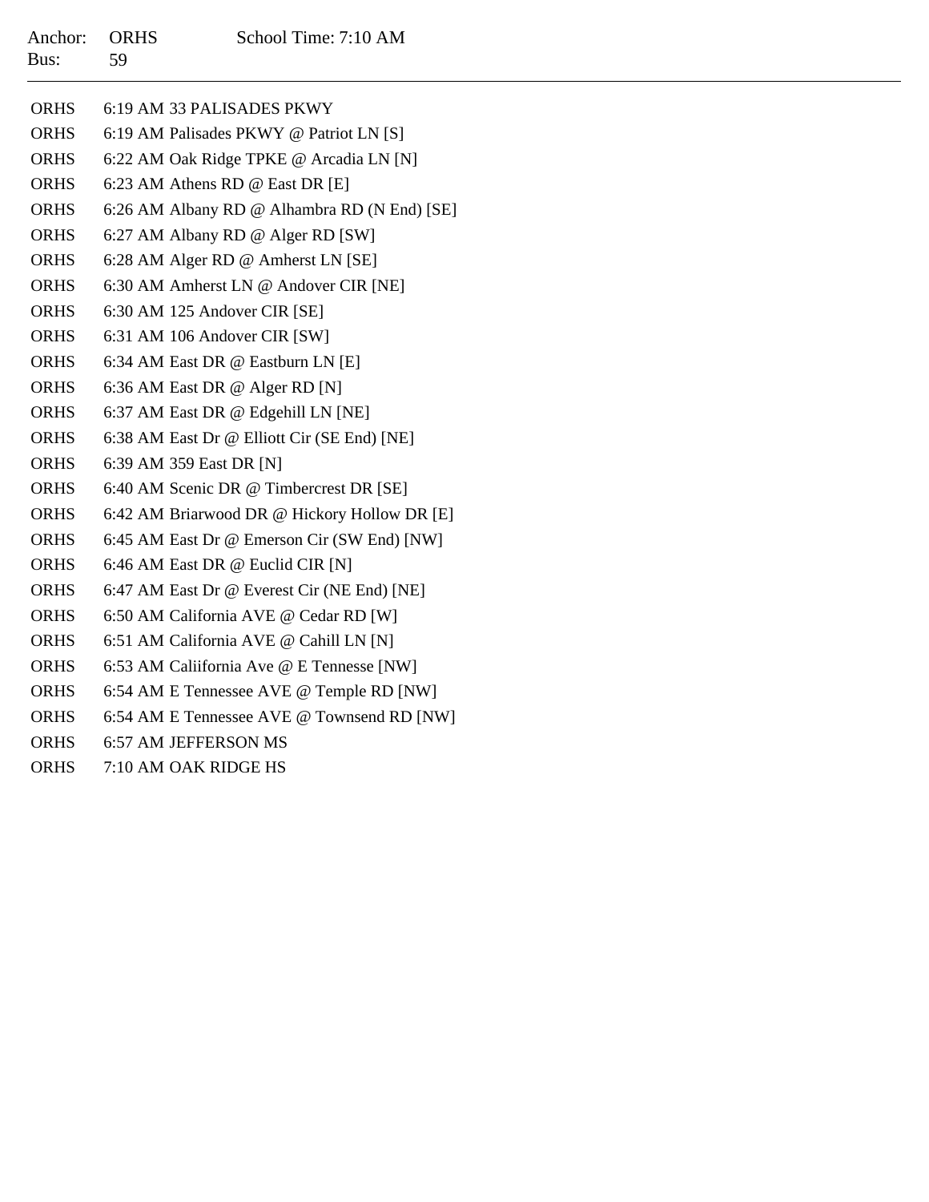Anchor: ORHS School Time: 7:10 AM
Bus: 59

---

| | |
|---|---|
| ORHS | 6:19 AM 33 PALISADES PKWY |
| ORHS | 6:19 AM Palisades PKWY @ Patriot LN [S] |
| ORHS | 6:22 AM Oak Ridge TPKE @ Arcadia LN [N] |
| ORHS | 6:23 AM Athens RD @ East DR [E] |
| ORHS | 6:26 AM Albany RD @ Alhambra RD (N End) [SE] |
| ORHS | 6:27 AM Albany RD @ Alger RD [SW] |
| ORHS | 6:28 AM Alger RD @ Amherst LN [SE] |
| ORHS | 6:30 AM Amherst LN @ Andover CIR [NE] |
| ORHS | 6:30 AM 125 Andover CIR [SE] |
| ORHS | 6:31 AM 106 Andover CIR [SW] |
| ORHS | 6:34 AM East DR @ Eastburn LN [E] |
| ORHS | 6:36 AM East DR @ Alger RD [N] |
| ORHS | 6:37 AM East DR @ Edgehill LN [NE] |
| ORHS | 6:38 AM East Dr @ Elliott Cir (SE End) [NE] |
| ORHS | 6:39 AM 359 East DR [N] |
| ORHS | 6:40 AM Scenic DR @ Timbercrest DR [SE] |
| ORHS | 6:42 AM Briarwood DR @ Hickory Hollow DR [E] |
| ORHS | 6:45 AM East Dr @ Emerson Cir (SW End) [NW] |
| ORHS | 6:46 AM East DR @ Euclid CIR [N] |
| ORHS | 6:47 AM East Dr @ Everest Cir (NE End) [NE] |
| ORHS | 6:50 AM California AVE @ Cedar RD [W] |
| ORHS | 6:51 AM California AVE @ Cahill LN [N] |
| ORHS | 6:53 AM Caliifornia Ave @ E Tennesse [NW] |
| ORHS | 6:54 AM E Tennessee AVE @ Temple RD [NW] |
| ORHS | 6:54 AM E Tennessee AVE @ Townsend RD [NW] |
| ORHS | 6:57 AM JEFFERSON MS |
| ORHS | 7:10 AM OAK RIDGE HS |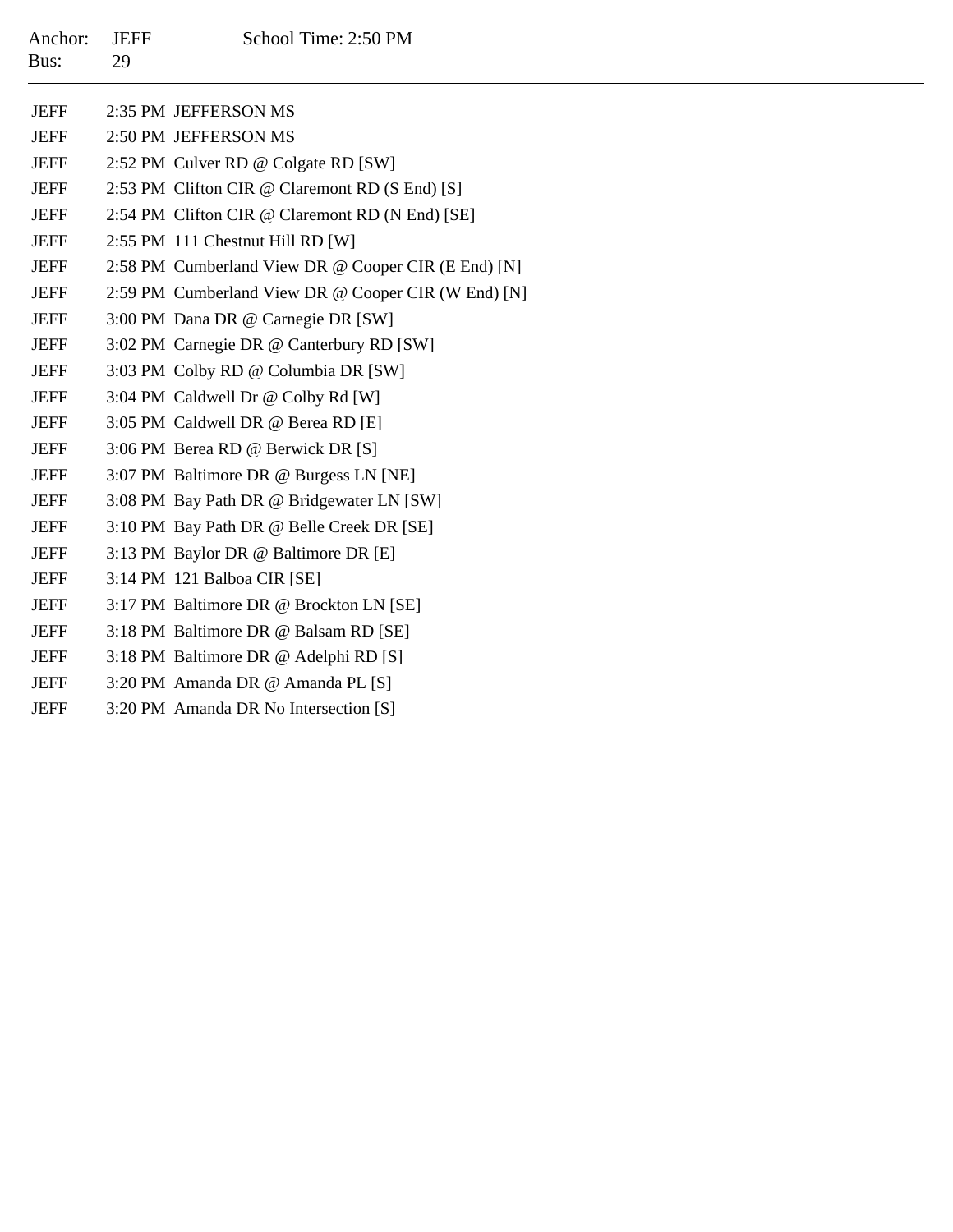Anchor: JEFF School Time: 2:50 PM
Bus: 29

---

| | | |
|---|---|---|
| JEFF | 2:35 PM | JEFFERSON MS |
| JEFF | 2:50 PM | JEFFERSON MS |
| JEFF | 2:52 PM | Culver RD @ Colgate RD [SW] |
| JEFF | 2:53 PM | Clifton CIR @ Claremont RD (S End) [S] |
| JEFF | 2:54 PM | Clifton CIR @ Claremont RD (N End) [SE] |
| JEFF | 2:55 PM | 111 Chestnut Hill RD [W] |
| JEFF | 2:58 PM | Cumberland View DR @ Cooper CIR (E End) [N] |
| JEFF | 2:59 PM | Cumberland View DR @ Cooper CIR (W End) [N] |
| JEFF | 3:00 PM | Dana DR @ Carnegie DR [SW] |
| JEFF | 3:02 PM | Carnegie DR @ Canterbury RD [SW] |
| JEFF | 3:03 PM | Colby RD @ Columbia DR [SW] |
| JEFF | 3:04 PM | Caldwell Dr @ Colby Rd [W] |
| JEFF | 3:05 PM | Caldwell DR @ Berea RD [E] |
| JEFF | 3:06 PM | Berea RD @ Berwick DR [S] |
| JEFF | 3:07 PM | Baltimore DR @ Burgess LN [NE] |
| JEFF | 3:08 PM | Bay Path DR @ Bridgewater LN [SW] |
| JEFF | 3:10 PM | Bay Path DR @ Belle Creek DR [SE] |
| JEFF | 3:13 PM | Baylor DR @ Baltimore DR [E] |
| JEFF | 3:14 PM | 121 Balboa CIR [SE] |
| JEFF | 3:17 PM | Baltimore DR @ Brockton LN [SE] |
| JEFF | 3:18 PM | Baltimore DR @ Balsam RD [SE] |
| JEFF | 3:18 PM | Baltimore DR @ Adelphi RD [S] |
| JEFF | 3:20 PM | Amanda DR @ Amanda PL [S] |
| JEFF | 3:20 PM | Amanda DR No Intersection [S] |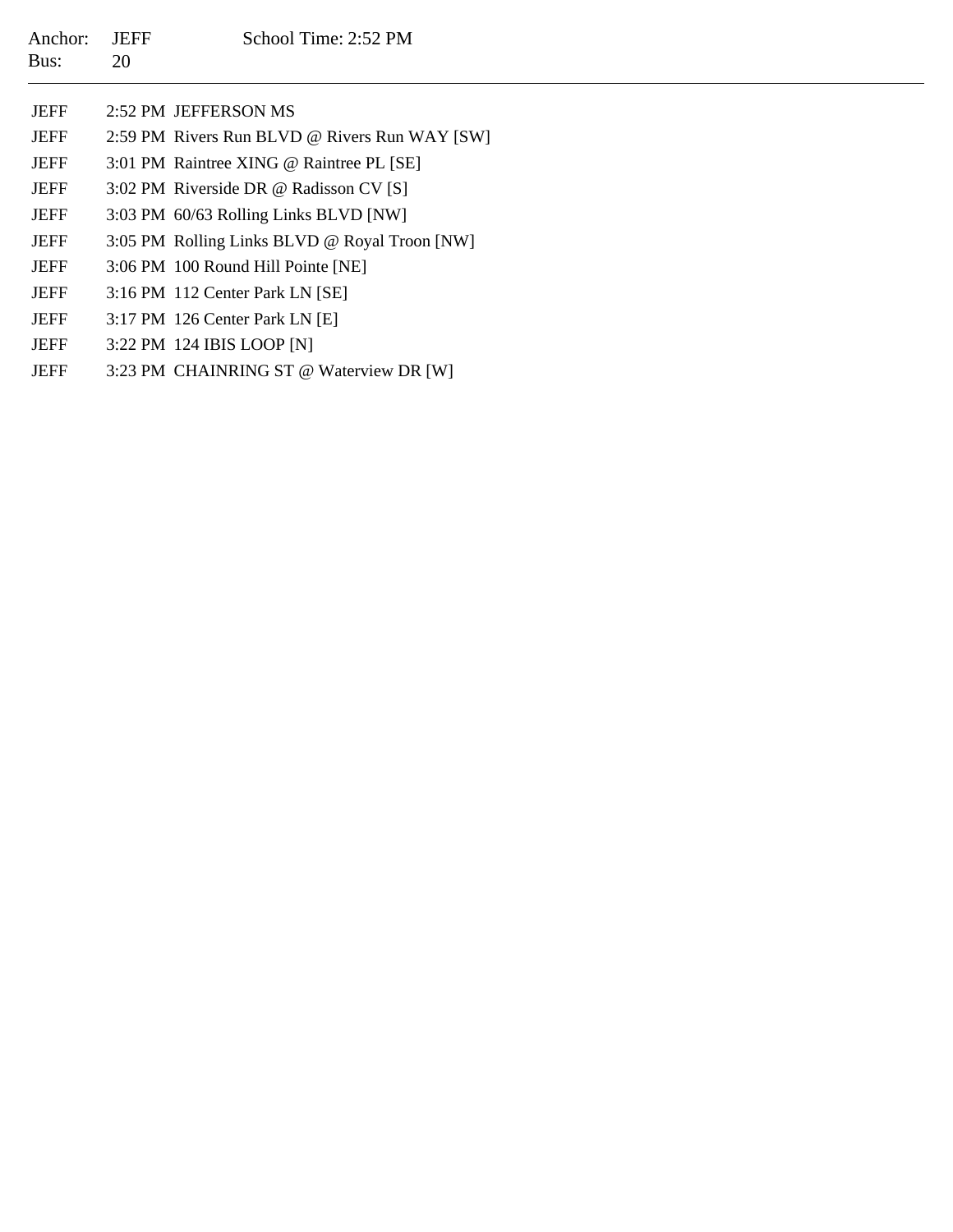Anchor: JEFF School Time: 2:52 PM
Bus: 20

| | | |
|---|---|---|
| JEFF | 2:52 PM | JEFFERSON MS |
| JEFF | 2:59 PM | Rivers Run BLVD @ Rivers Run WAY [SW] |
| JEFF | 3:01 PM | Raintree XING @ Raintree PL [SE] |
| JEFF | 3:02 PM | Riverside DR @ Radisson CV [S] |
| JEFF | 3:03 PM | 60/63 Rolling Links BLVD [NW] |
| JEFF | 3:05 PM | Rolling Links BLVD @ Royal Troon [NW] |
| JEFF | 3:06 PM | 100 Round Hill Pointe [NE] |
| JEFF | 3:16 PM | 112 Center Park LN [SE] |
| JEFF | 3:17 PM | 126 Center Park LN [E] |
| JEFF | 3:22 PM | 124 IBIS LOOP [N] |
| JEFF | 3:23 PM | CHAINRING ST @ Waterview DR [W] |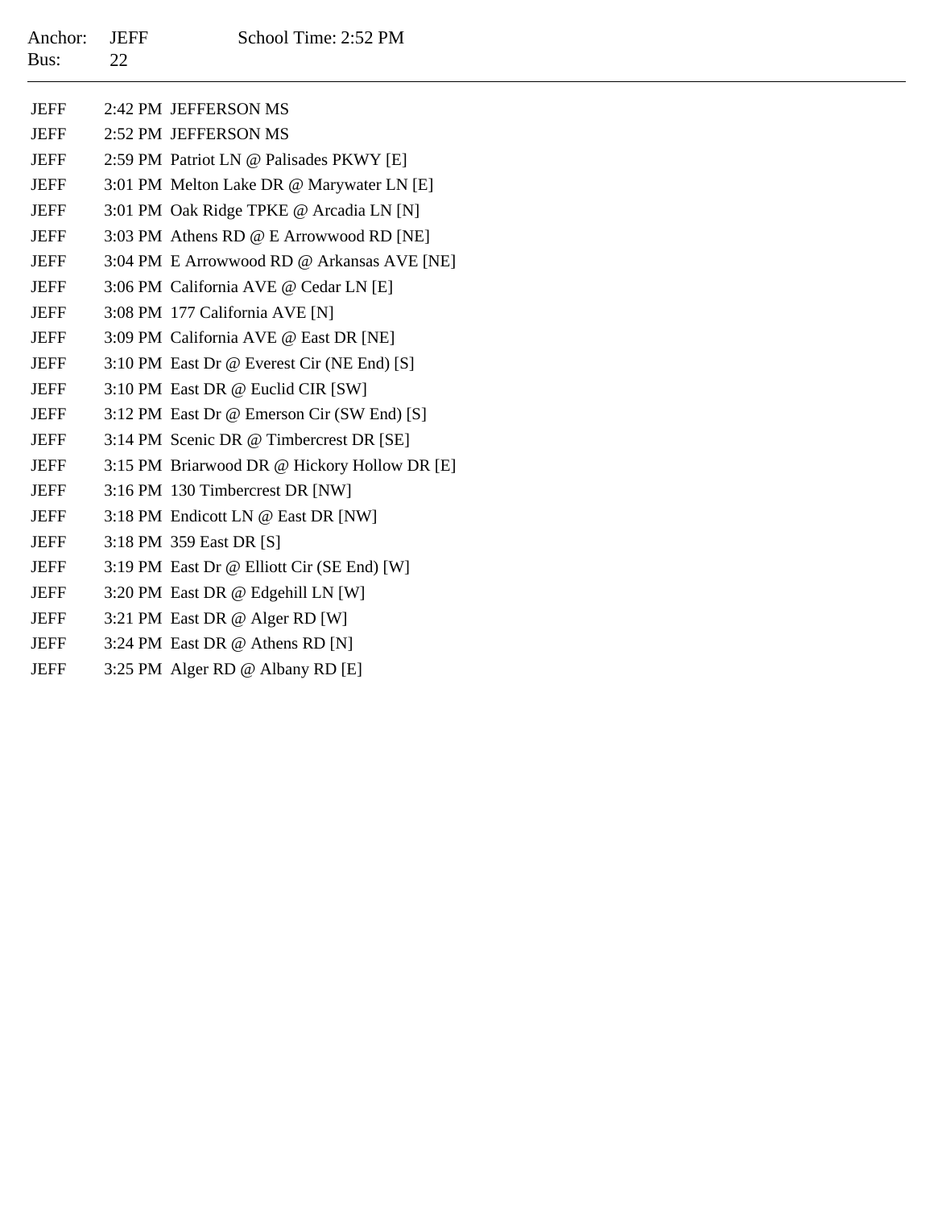Anchor: JEFF School Time: 2:52 PM
Bus: 22

---

| | | |
|---|---|---|
| JEFF | 2:42 PM | JEFFERSON MS |
| JEFF | 2:52 PM | JEFFERSON MS |
| JEFF | 2:59 PM | Patriot LN @ Palisades PKWY [E] |
| JEFF | 3:01 PM | Melton Lake DR @ Marywater LN [E] |
| JEFF | 3:01 PM | Oak Ridge TPKE @ Arcadia LN [N] |
| JEFF | 3:03 PM | Athens RD @ E Arrowwood RD [NE] |
| JEFF | 3:04 PM | E Arrowwood RD @ Arkansas AVE [NE] |
| JEFF | 3:06 PM | California AVE @ Cedar LN [E] |
| JEFF | 3:08 PM | 177 California AVE [N] |
| JEFF | 3:09 PM | California AVE @ East DR [NE] |
| JEFF | 3:10 PM | East Dr @ Everest Cir (NE End) [S] |
| JEFF | 3:10 PM | East DR @ Euclid CIR [SW] |
| JEFF | 3:12 PM | East Dr @ Emerson Cir (SW End) [S] |
| JEFF | 3:14 PM | Scenic DR @ Timbercrest DR [SE] |
| JEFF | 3:15 PM | Briarwood DR @ Hickory Hollow DR [E] |
| JEFF | 3:16 PM | 130 Timbercrest DR [NW] |
| JEFF | 3:18 PM | Endicott LN @ East DR [NW] |
| JEFF | 3:18 PM | 359 East DR [S] |
| JEFF | 3:19 PM | East Dr @ Elliott Cir (SE End) [W] |
| JEFF | 3:20 PM | East DR @ Edgehill LN [W] |
| JEFF | 3:21 PM | East DR @ Alger RD [W] |
| JEFF | 3:24 PM | East DR @ Athens RD [N] |
| JEFF | 3:25 PM | Alger RD @ Albany RD [E] |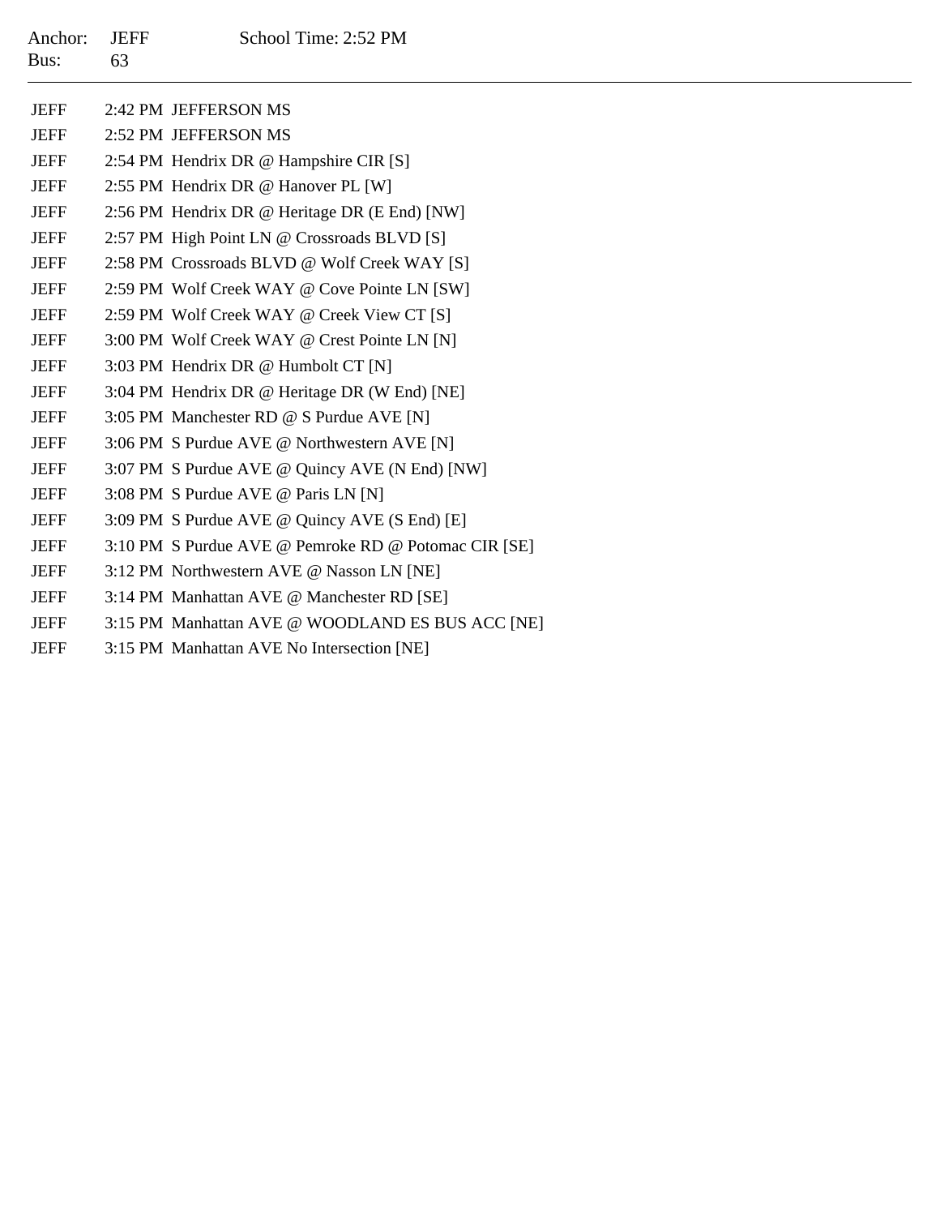Anchor: JEFF School Time: 2:52 PM
Bus: 63

---

| | | |
|---|---|---|
| JEFF | 2:42 PM | JEFFERSON MS |
| JEFF | 2:52 PM | JEFFERSON MS |
| JEFF | 2:54 PM | Hendrix DR @ Hampshire CIR [S] |
| JEFF | 2:55 PM | Hendrix DR @ Hanover PL [W] |
| JEFF | 2:56 PM | Hendrix DR @ Heritage DR (E End) [NW] |
| JEFF | 2:57 PM | High Point LN @ Crossroads BLVD [S] |
| JEFF | 2:58 PM | Crossroads BLVD @ Wolf Creek WAY [S] |
| JEFF | 2:59 PM | Wolf Creek WAY @ Cove Pointe LN [SW] |
| JEFF | 2:59 PM | Wolf Creek WAY @ Creek View CT [S] |
| JEFF | 3:00 PM | Wolf Creek WAY @ Crest Pointe LN [N] |
| JEFF | 3:03 PM | Hendrix DR @ Humbolt CT [N] |
| JEFF | 3:04 PM | Hendrix DR @ Heritage DR (W End) [NE] |
| JEFF | 3:05 PM | Manchester RD @ S Purdue AVE [N] |
| JEFF | 3:06 PM | S Purdue AVE @ Northwestern AVE [N] |
| JEFF | 3:07 PM | S Purdue AVE @ Quincy AVE (N End) [NW] |
| JEFF | 3:08 PM | S Purdue AVE @ Paris LN [N] |
| JEFF | 3:09 PM | S Purdue AVE @ Quincy AVE (S End) [E] |
| JEFF | 3:10 PM | S Purdue AVE @ Pemroke RD @ Potomac CIR [SE] |
| JEFF | 3:12 PM | Northwestern AVE @ Nasson LN [NE] |
| JEFF | 3:14 PM | Manhattan AVE @ Manchester RD [SE] |
| JEFF | 3:15 PM | Manhattan AVE @ WOODLAND ES BUS ACC [NE] |
| JEFF | 3:15 PM | Manhattan AVE No Intersection [NE] |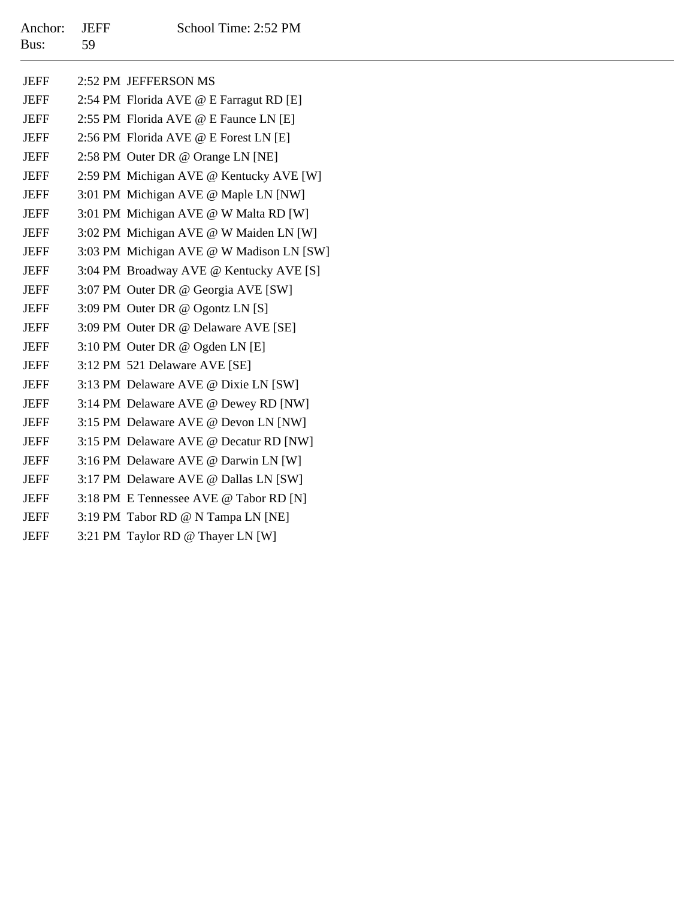Anchor: JEFF  School Time: 2:52 PM
Bus: 59

---

| | | |
|---|---|---|
| JEFF | 2:52 PM | JEFFERSON MS |
| JEFF | 2:54 PM | Florida AVE @ E Farragut RD [E] |
| JEFF | 2:55 PM | Florida AVE @ E Faunce LN [E] |
| JEFF | 2:56 PM | Florida AVE @ E Forest LN [E] |
| JEFF | 2:58 PM | Outer DR @ Orange LN [NE] |
| JEFF | 2:59 PM | Michigan AVE @ Kentucky AVE [W] |
| JEFF | 3:01 PM | Michigan AVE @ Maple LN [NW] |
| JEFF | 3:01 PM | Michigan AVE @ W Malta RD [W] |
| JEFF | 3:02 PM | Michigan AVE @ W Maiden LN [W] |
| JEFF | 3:03 PM | Michigan AVE @ W Madison LN [SW] |
| JEFF | 3:04 PM | Broadway AVE @ Kentucky AVE [S] |
| JEFF | 3:07 PM | Outer DR @ Georgia AVE [SW] |
| JEFF | 3:09 PM | Outer DR @ Ogontz LN [S] |
| JEFF | 3:09 PM | Outer DR @ Delaware AVE [SE] |
| JEFF | 3:10 PM | Outer DR @ Ogden LN [E] |
| JEFF | 3:12 PM | 521 Delaware AVE [SE] |
| JEFF | 3:13 PM | Delaware AVE @ Dixie LN [SW] |
| JEFF | 3:14 PM | Delaware AVE @ Dewey RD [NW] |
| JEFF | 3:15 PM | Delaware AVE @ Devon LN [NW] |
| JEFF | 3:15 PM | Delaware AVE @ Decatur RD [NW] |
| JEFF | 3:16 PM | Delaware AVE @ Darwin LN [W] |
| JEFF | 3:17 PM | Delaware AVE @ Dallas LN [SW] |
| JEFF | 3:18 PM | E Tennessee AVE @ Tabor RD [N] |
| JEFF | 3:19 PM | Tabor RD @ N Tampa LN [NE] |
| JEFF | 3:21 PM | Taylor RD @ Thayer LN [W] |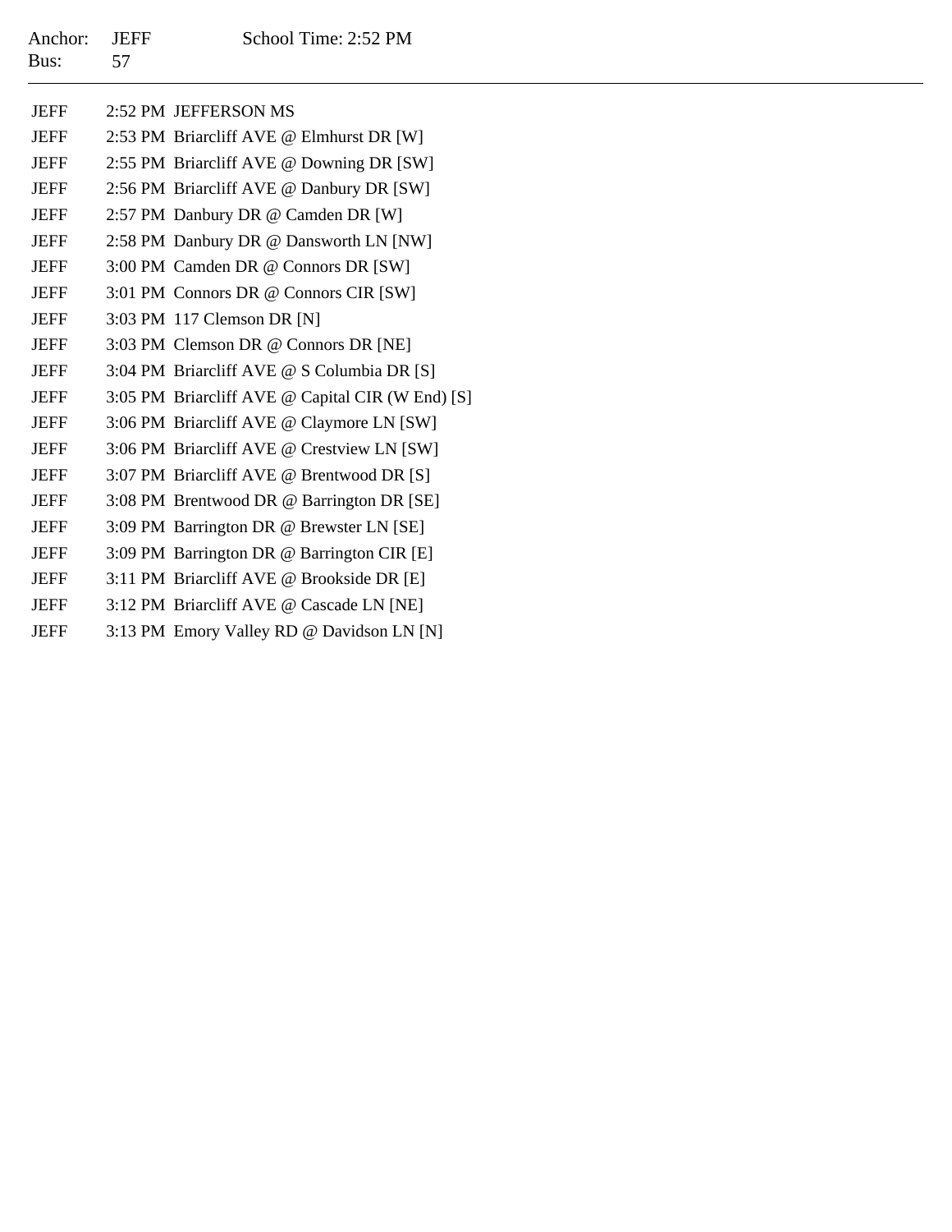Anchor: JEFF School Time: 2:52 PM
Bus: 57

---

| | | |
|---|---|---|
| JEFF | 2:52 PM | JEFFERSON MS |
| JEFF | 2:53 PM | Briarcliff AVE @ Elmhurst DR [W] |
| JEFF | 2:55 PM | Briarcliff AVE @ Downing DR [SW] |
| JEFF | 2:56 PM | Briarcliff AVE @ Danbury DR [SW] |
| JEFF | 2:57 PM | Danbury DR @ Camden DR [W] |
| JEFF | 2:58 PM | Danbury DR @ Dansworth LN [NW] |
| JEFF | 3:00 PM | Camden DR @ Connors DR [SW] |
| JEFF | 3:01 PM | Connors DR @ Connors CIR [SW] |
| JEFF | 3:03 PM | 117 Clemson DR [N] |
| JEFF | 3:03 PM | Clemson DR @ Connors DR [NE] |
| JEFF | 3:04 PM | Briarcliff AVE @ S Columbia DR [S] |
| JEFF | 3:05 PM | Briarcliff AVE @ Capital CIR (W End) [S] |
| JEFF | 3:06 PM | Briarcliff AVE @ Claymore LN [SW] |
| JEFF | 3:06 PM | Briarcliff AVE @ Crestview LN [SW] |
| JEFF | 3:07 PM | Briarcliff AVE @ Brentwood DR [S] |
| JEFF | 3:08 PM | Brentwood DR @ Barrington DR [SE] |
| JEFF | 3:09 PM | Barrington DR @ Brewster LN [SE] |
| JEFF | 3:09 PM | Barrington DR @ Barrington CIR [E] |
| JEFF | 3:11 PM | Briarcliff AVE @ Brookside DR [E] |
| JEFF | 3:12 PM | Briarcliff AVE @ Cascade LN [NE] |
| JEFF | 3:13 PM | Emory Valley RD @ Davidson LN [N] |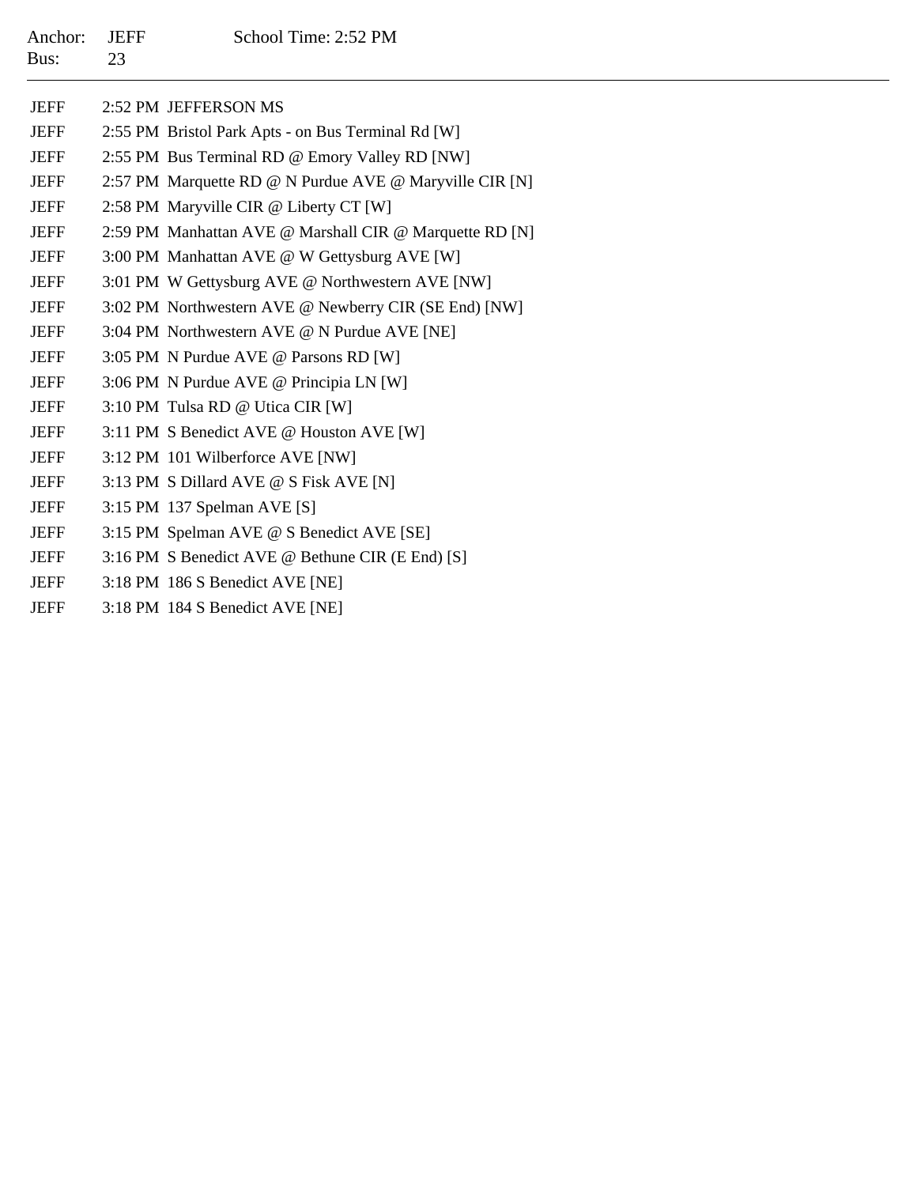Anchor: JEFF School Time: 2:52 PM
Bus: 23

| | | |
|---|---|---|
| JEFF | 2:52 PM | JEFFERSON MS |
| JEFF | 2:55 PM | Bristol Park Apts - on Bus Terminal Rd [W] |
| JEFF | 2:55 PM | Bus Terminal RD @ Emory Valley RD [NW] |
| JEFF | 2:57 PM | Marquette RD @ N Purdue AVE @ Maryville CIR [N] |
| JEFF | 2:58 PM | Maryville CIR @ Liberty CT [W] |
| JEFF | 2:59 PM | Manhattan AVE @ Marshall CIR @ Marquette RD [N] |
| JEFF | 3:00 PM | Manhattan AVE @ W Gettysburg AVE [W] |
| JEFF | 3:01 PM | W Gettysburg AVE @ Northwestern AVE [NW] |
| JEFF | 3:02 PM | Northwestern AVE @ Newberry CIR (SE End) [NW] |
| JEFF | 3:04 PM | Northwestern AVE @ N Purdue AVE [NE] |
| JEFF | 3:05 PM | N Purdue AVE @ Parsons RD [W] |
| JEFF | 3:06 PM | N Purdue AVE @ Principia LN [W] |
| JEFF | 3:10 PM | Tulsa RD @ Utica CIR [W] |
| JEFF | 3:11 PM | S Benedict AVE @ Houston AVE [W] |
| JEFF | 3:12 PM | 101 Wilberforce AVE [NW] |
| JEFF | 3:13 PM | S Dillard AVE @ S Fisk AVE [N] |
| JEFF | 3:15 PM | 137 Spelman AVE [S] |
| JEFF | 3:15 PM | Spelman AVE @ S Benedict AVE [SE] |
| JEFF | 3:16 PM | S Benedict AVE @ Bethune CIR (E End) [S] |
| JEFF | 3:18 PM | 186 S Benedict AVE [NE] |
| JEFF | 3:18 PM | 184 S Benedict AVE [NE] |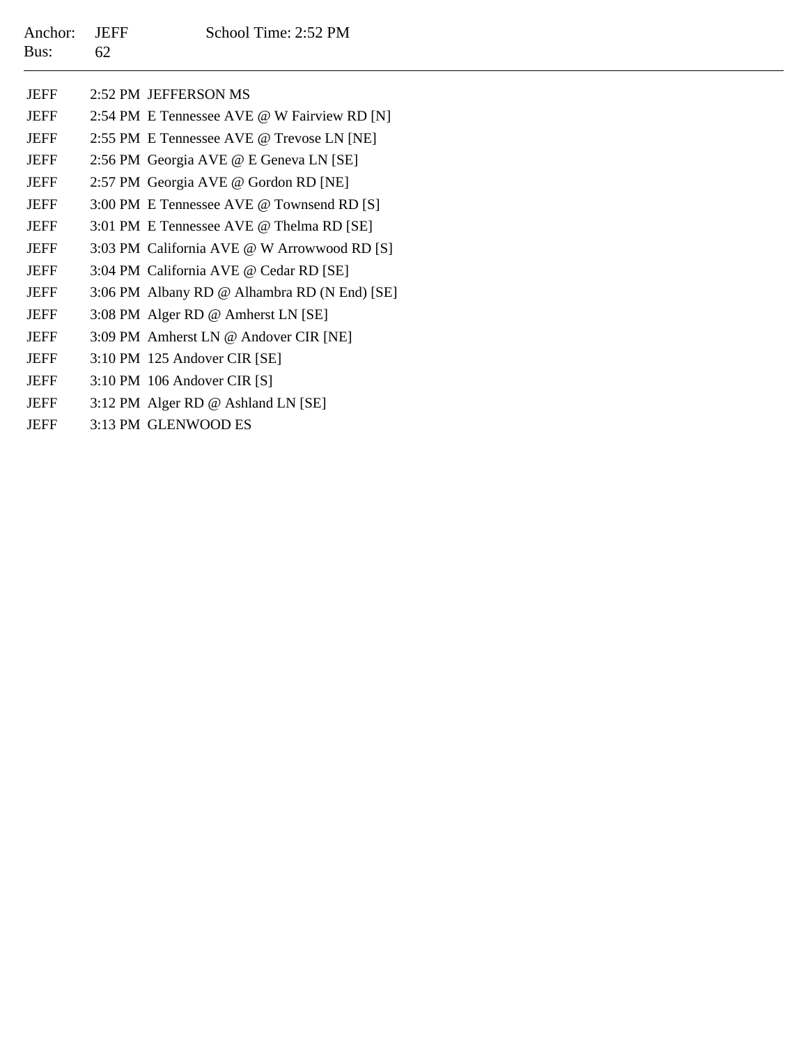Anchor: JEFF School Time: 2:52 PM
Bus: 62

---

| | | |
|---|---|---|
| JEFF | 2:52 PM | JEFFERSON MS |
| JEFF | 2:54 PM | E Tennessee AVE @ W Fairview RD [N] |
| JEFF | 2:55 PM | E Tennessee AVE @ Trevose LN [NE] |
| JEFF | 2:56 PM | Georgia AVE @ E Geneva LN [SE] |
| JEFF | 2:57 PM | Georgia AVE @ Gordon RD [NE] |
| JEFF | 3:00 PM | E Tennessee AVE @ Townsend RD [S] |
| JEFF | 3:01 PM | E Tennessee AVE @ Thelma RD [SE] |
| JEFF | 3:03 PM | California AVE @ W Arrowwood RD [S] |
| JEFF | 3:04 PM | California AVE @ Cedar RD [SE] |
| JEFF | 3:06 PM | Albany RD @ Alhambra RD (N End) [SE] |
| JEFF | 3:08 PM | Alger RD @ Amherst LN [SE] |
| JEFF | 3:09 PM | Amherst LN @ Andover CIR [NE] |
| JEFF | 3:10 PM | 125 Andover CIR [SE] |
| JEFF | 3:10 PM | 106 Andover CIR [S] |
| JEFF | 3:12 PM | Alger RD @ Ashland LN [SE] |
| JEFF | 3:13 PM | GLENWOOD ES |